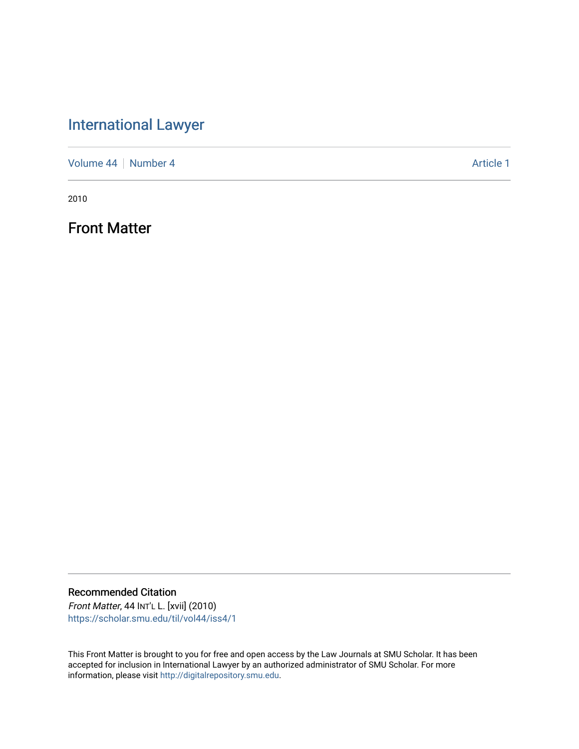# International Lawyer

Volume 44 | Number 4 | Article 1

2010

## Front Matter

### Recommended Citation

*Front Matter*, 44 INT'L L. [xvii] (2010)
https://scholar.smu.edu/til/vol44/iss4/1

This Front Matter is brought to you for free and open access by the Law Journals at SMU Scholar. It has been accepted for inclusion in International Lawyer by an authorized administrator of SMU Scholar. For more information, please visit http://digitalrepository.smu.edu.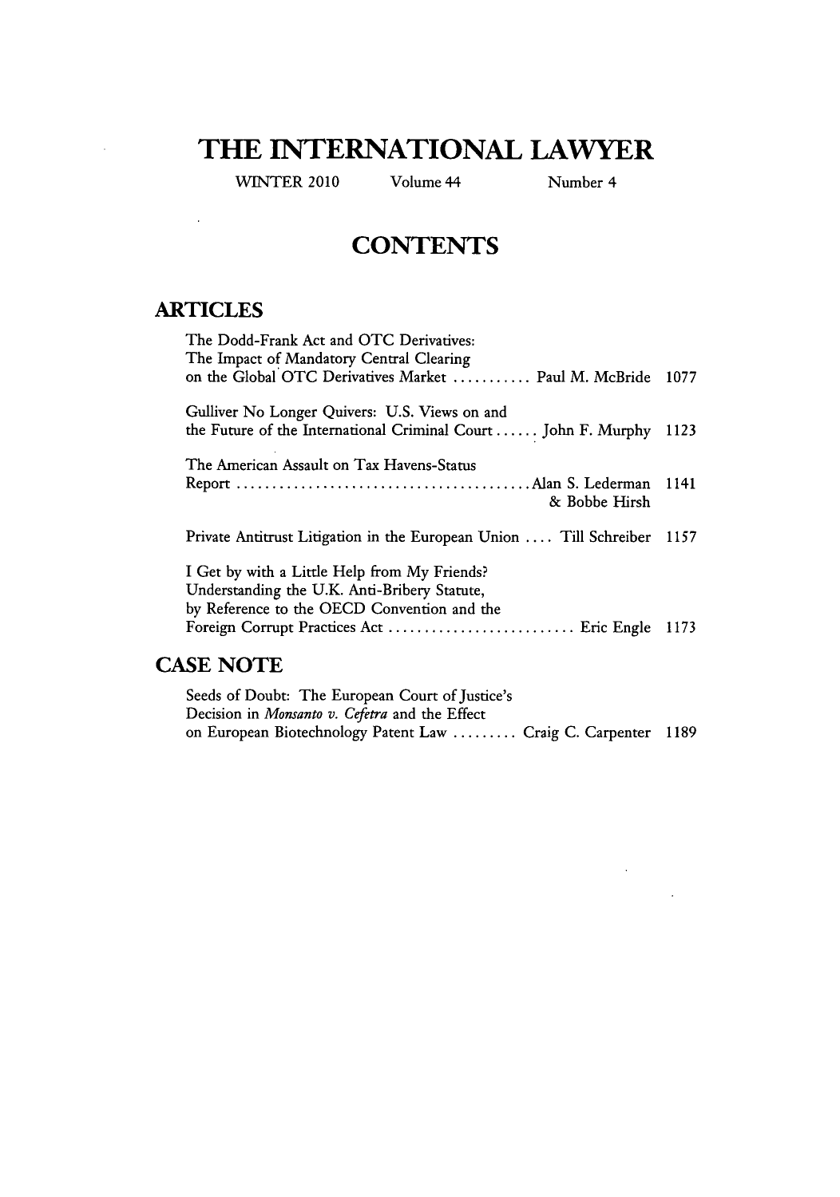# THE INTERNATIONAL LAWYER

WINTER 2010 Volume 44 Number 4

## CONTENTS

### ARTICLES

The Dodd-Frank Act and OTC Derivatives: The Impact of Mandatory Central Clearing on the Global OTC Derivatives Market ........... Paul M. McBride 1077

Gulliver No Longer Quivers: U.S. Views on and the Future of the International Criminal Court ...... John F. Murphy 1123

The American Assault on Tax Havens-Status Report ........................................ Alan S. Lederman & Bobbe Hirsh 1141

Private Antitrust Litigation in the European Union .... Till Schreiber 1157

I Get by with a Little Help from My Friends? Understanding the U.K. Anti-Bribery Statute, by Reference to the OECD Convention and the Foreign Corrupt Practices Act .......................... Eric Engle 1173

### CASE NOTE

Seeds of Doubt: The European Court of Justice's Decision in *Monsanto v. Cefetra* and the Effect on European Biotechnology Patent Law ......... Craig C. Carpenter 1189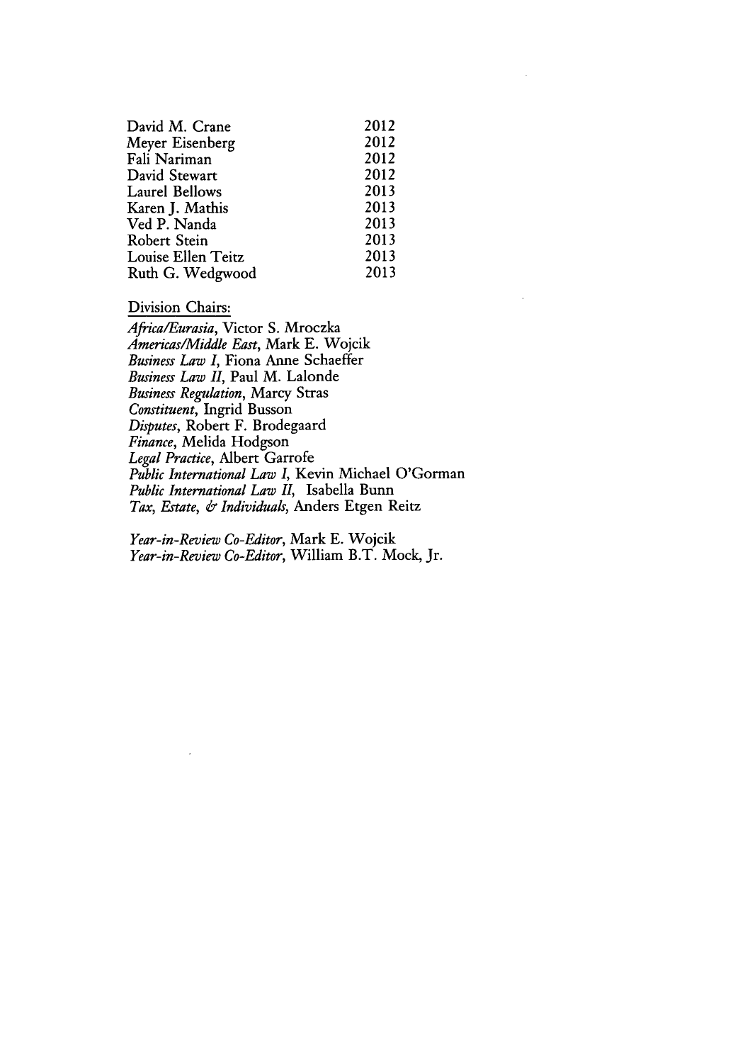| | |
|---|---|
| David M. Crane | 2012 |
| Meyer Eisenberg | 2012 |
| Fali Nariman | 2012 |
| David Stewart | 2012 |
| Laurel Bellows | 2013 |
| Karen J. Mathis | 2013 |
| Ved P. Nanda | 2013 |
| Robert Stein | 2013 |
| Louise Ellen Teitz | 2013 |
| Ruth G. Wedgwood | 2013 |

Division Chairs:

*Africa/Eurasia*, Victor S. Mroczka
*Americas/Middle East*, Mark E. Wojcik
*Business Law I*, Fiona Anne Schaeffer
*Business Law II*, Paul M. Lalonde
*Business Regulation*, Marcy Stras
*Constituent*, Ingrid Busson
*Disputes*, Robert F. Brodegaard
*Finance*, Melida Hodgson
*Legal Practice*, Albert Garrofe
*Public International Law I*, Kevin Michael O'Gorman
*Public International Law II*, Isabella Bunn
*Tax, Estate, & Individuals*, Anders Etgen Reitz

*Year-in-Review Co-Editor*, Mark E. Wojcik
*Year-in-Review Co-Editor*, William B.T. Mock, Jr.